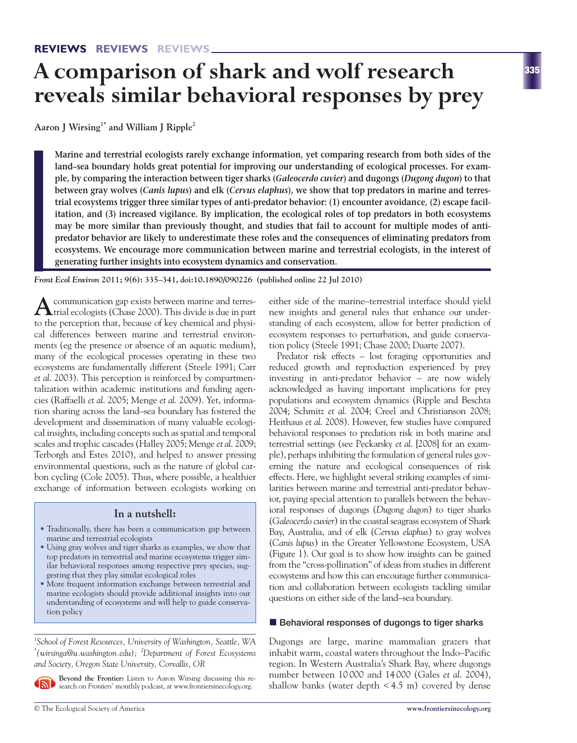# A comparison of shark and wolf research reveals similar behavioral responses by prey

**Aaron J Wirsing[1*] and William J Ripple[2]**

**Marine and terrestrial ecologists rarely exchange information, yet comparing research from both sides of the land–sea boundary holds great potential for improving our understanding of ecological processes. For example, by comparing the interaction between tiger sharks (*Galeocerdo cuvier*) and dugongs (*Dugong dugon*) to that between gray wolves (*Canis lupus*) and elk (*Cervus elaphus*), we show that top predators in marine and terrestrial ecosystems trigger three similar types of anti-predator behavior: (1) encounter avoidance, (2) escape facilitation, and (3) increased vigilance. By implication, the ecological roles of top predators in both ecosystems may be more similar than previously thought, and studies that fail to account for multiple modes of anti-predator behavior are likely to underestimate these roles and the consequences of eliminating predators from ecosystems. We encourage more communication between marine and terrestrial ecologists, in the interest of generating further insights into ecosystem dynamics and conservation.**

*Front Ecol Environ* **2011; 9(6): 335–341, doi:10.1890/090226 (published online 22 Jul 2010)**

A communication gap exists between marine and terrestrial ecologists (Chase 2000). This divide is due in part to the perception that, because of key chemical and physical differences between marine and terrestrial environments (eg the presence or absence of an aquatic medium), many of the ecological processes operating in these two ecosystems are fundamentally different (Steele 1991; Carr *et al.* 2003). This perception is reinforced by compartmentalization within academic institutions and funding agencies (Raffaelli *et al.* 2005; Menge *et al.* 2009). Yet, information sharing across the land–sea boundary has fostered the development and dissemination of many valuable ecological insights, including concepts such as spatial and temporal scales and trophic cascades (Halley 2005; Menge *et al.* 2009; Terborgh and Estes 2010), and helped to answer pressing environmental questions, such as the nature of global carbon cycling (Cole 2005). Thus, where possible, a healthier exchange of information between ecologists working on either side of the marine–terrestrial interface should yield new insights and general rules that enhance our understanding of each ecosystem, allow for better prediction of ecosystem responses to perturbation, and guide conservation policy (Steele 1991; Chase 2000; Duarte 2007).

Predator risk effects – lost foraging opportunities and reduced growth and reproduction experienced by prey investing in anti-predator behavior – are now widely acknowledged as having important implications for prey populations and ecosystem dynamics (Ripple and Beschta 2004; Schmitz *et al.* 2004; Creel and Christianson 2008; Heithaus *et al.* 2008). However, few studies have compared behavioral responses to predation risk in both marine and terrestrial settings (see Peckarsky *et al.* [2008] for an example), perhaps inhibiting the formulation of general rules governing the nature and ecological consequences of risk effects. Here, we highlight several striking examples of similarities between marine and terrestrial anti-predator behavior, paying special attention to parallels between the behavioral responses of dugongs (*Dugong dugon*) to tiger sharks (*Galeocerdo cuvier*) in the coastal seagrass ecosystem of Shark Bay, Australia, and of elk (*Cervus elaphus*) to gray wolves (*Canis lupus*) in the Greater Yellowstone Ecosystem, USA (Figure 1). Our goal is to show how insights can be gained from the "cross-pollination" of ideas from studies in different ecosystems and how this can encourage further communication and collaboration between ecologists tackling similar questions on either side of the land–sea boundary.

> **In a nutshell:**
>
> - Traditionally, there has been a communication gap between marine and terrestrial ecologists
> - Using gray wolves and tiger sharks as examples, we show that top predators in terrestrial and marine ecosystems trigger similar behavioral responses among respective prey species, suggesting that they play similar ecological roles
> - More frequent information exchange between terrestrial and marine ecologists should provide additional insights into our understanding of ecosystems and will help to guide conservation policy

[1]*School of Forest Resources, University of Washington, Seattle, WA* [*]*(wirsinga@u.washington.edu);* [2]*Department of Forest Ecosystems and Society, Oregon State University, Corvallis, OR*

**Beyond the Frontier:** Listen to Aaron Wirsing discussing this research on *Frontiers'* monthly podcast, at www.frontiersinecology.org.

## Behavioral responses of dugongs to tiger sharks

Dugongs are large, marine mammalian grazers that inhabit warm, coastal waters throughout the Indo–Pacific region. In Western Australia's Shark Bay, where dugongs number between 10 000 and 14 000 (Gales *et al.* 2004), shallow banks (water depth < 4.5 m) covered by dense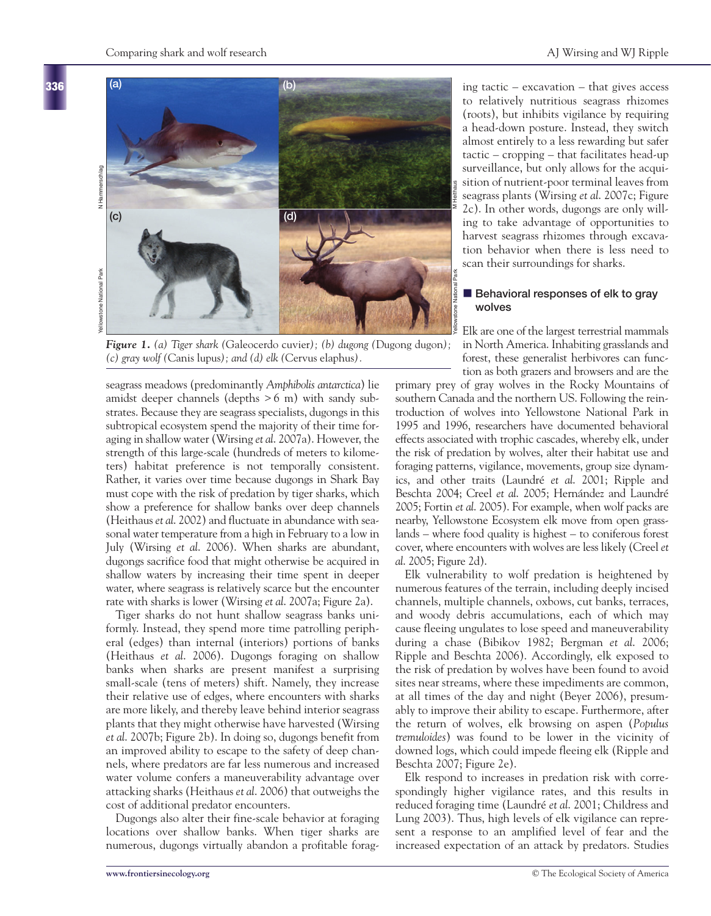*Figure 1. (a) Tiger shark (*Galeocerdo cuvier*); (b) dugong (*Dugong dugon*); (c) gray wolf (*Canis lupus*); and (d) elk (*Cervus elaphus*).*

seagrass meadows (predominantly *Amphibolis antarctica*) lie amidst deeper channels (depths > 6 m) with sandy substrates. Because they are seagrass specialists, dugongs in this subtropical ecosystem spend the majority of their time foraging in shallow water (Wirsing *et al.* 2007a). However, the strength of this large-scale (hundreds of meters to kilometers) habitat preference is not temporally consistent. Rather, it varies over time because dugongs in Shark Bay must cope with the risk of predation by tiger sharks, which show a preference for shallow banks over deep channels (Heithaus *et al.* 2002) and fluctuate in abundance with seasonal water temperature from a high in February to a low in July (Wirsing *et al.* 2006). When sharks are abundant, dugongs sacrifice food that might otherwise be acquired in shallow waters by increasing their time spent in deeper water, where seagrass is relatively scarce but the encounter rate with sharks is lower (Wirsing *et al.* 2007a; Figure 2a).

Tiger sharks do not hunt shallow seagrass banks uniformly. Instead, they spend more time patrolling peripheral (edges) than internal (interiors) portions of banks (Heithaus *et al.* 2006). Dugongs foraging on shallow banks when sharks are present manifest a surprising small-scale (tens of meters) shift. Namely, they increase their relative use of edges, where encounters with sharks are more likely, and thereby leave behind interior seagrass plants that they might otherwise have harvested (Wirsing *et al.* 2007b; Figure 2b). In doing so, dugongs benefit from an improved ability to escape to the safety of deep channels, where predators are far less numerous and increased water volume confers a maneuverability advantage over attacking sharks (Heithaus *et al.* 2006) that outweighs the cost of additional predator encounters.

Dugongs also alter their fine-scale behavior at foraging locations over shallow banks. When tiger sharks are numerous, dugongs virtually abandon a profitable foraging tactic – excavation – that gives access to relatively nutritious seagrass rhizomes (roots), but inhibits vigilance by requiring a head-down posture. Instead, they switch almost entirely to a less rewarding but safer tactic – cropping – that facilitates head-up surveillance, but only allows for the acquisition of nutrient-poor terminal leaves from seagrass plants (Wirsing *et al.* 2007c; Figure 2c). In other words, dugongs are only willing to take advantage of opportunities to harvest seagrass rhizomes through excavation behavior when there is less need to scan their surroundings for sharks.

## Behavioral responses of elk to gray wolves

Elk are one of the largest terrestrial mammals in North America. Inhabiting grasslands and forest, these generalist herbivores can function as both grazers and browsers and are the primary prey of gray wolves in the Rocky Mountains of southern Canada and the northern US. Following the reintroduction of wolves into Yellowstone National Park in 1995 and 1996, researchers have documented behavioral effects associated with trophic cascades, whereby elk, under the risk of predation by wolves, alter their habitat use and foraging patterns, vigilance, movements, group size dynamics, and other traits (Laundré *et al.* 2001; Ripple and Beschta 2004; Creel *et al.* 2005; Hernández and Laundré 2005; Fortin *et al.* 2005). For example, when wolf packs are nearby, Yellowstone Ecosystem elk move from open grasslands – where food quality is highest – to coniferous forest cover, where encounters with wolves are less likely (Creel *et al.* 2005; Figure 2d).

Elk vulnerability to wolf predation is heightened by numerous features of the terrain, including deeply incised channels, multiple channels, oxbows, cut banks, terraces, and woody debris accumulations, each of which may cause fleeing ungulates to lose speed and maneuverability during a chase (Bibikov 1982; Bergman *et al.* 2006; Ripple and Beschta 2006). Accordingly, elk exposed to the risk of predation by wolves have been found to avoid sites near streams, where these impediments are common, at all times of the day and night (Beyer 2006), presumably to improve their ability to escape. Furthermore, after the return of wolves, elk browsing on aspen (*Populus tremuloides*) was found to be lower in the vicinity of downed logs, which could impede fleeing elk (Ripple and Beschta 2007; Figure 2e).

Elk respond to increases in predation risk with correspondingly higher vigilance rates, and this results in reduced foraging time (Laundré *et al.* 2001; Childress and Lung 2003). Thus, high levels of elk vigilance can represent a response to an amplified level of fear and the increased expectation of an attack by predators. Studies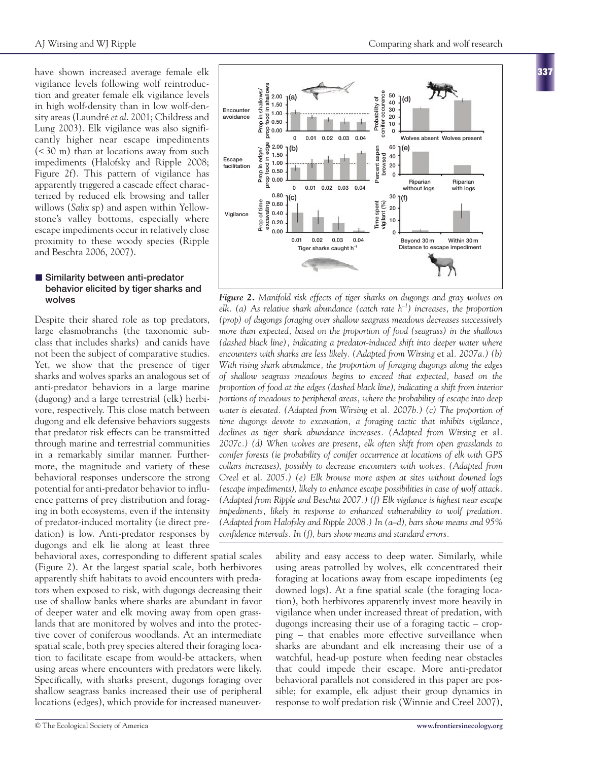have shown increased average female elk vigilance levels following wolf reintroduction and greater female elk vigilance levels in high wolf-density than in low wolf-density areas (Laundré *et al.* 2001; Childress and Lung 2003). Elk vigilance was also significantly higher near escape impediments (< 30 m) than at locations away from such impediments (Halofsky and Ripple 2008; Figure 2f). This pattern of vigilance has apparently triggered a cascade effect characterized by reduced elk browsing and taller willows (*Salix* sp) and aspen within Yellowstone's valley bottoms, especially where escape impediments occur in relatively close proximity to these woody species (Ripple and Beschta 2006, 2007).

## Similarity between anti-predator behavior elicited by tiger sharks and wolves

Despite their shared role as top predators, large elasmobranchs (the taxonomic subclass that includes sharks) and canids have not been the subject of comparative studies. Yet, we show that the presence of tiger sharks and wolves sparks an analogous set of anti-predator behaviors in a large marine (dugong) and a large terrestrial (elk) herbivore, respectively. This close match between dugong and elk defensive behaviors suggests that predator risk effects can be transmitted through marine and terrestrial communities in a remarkably similar manner. Furthermore, the magnitude and variety of these behavioral responses underscore the strong potential for anti-predator behavior to influence patterns of prey distribution and foraging in both ecosystems, even if the intensity of predator-induced mortality (ie direct predation) is low. Anti-predator responses by dugongs and elk lie along at least three behavioral axes, corresponding to different spatial scales (Figure 2). At the largest spatial scale, both herbivores apparently shift habitats to avoid encounters with predators when exposed to risk, with dugongs decreasing their use of shallow banks where sharks are abundant in favor of deeper water and elk moving away from open grasslands that are monitored by wolves and into the protective cover of coniferous woodlands. At an intermediate spatial scale, both prey species altered their foraging location to facilitate escape from would-be attackers, when using areas where encounters with predators were likely. Specifically, with sharks present, dugongs foraging over shallow seagrass banks increased their use of peripheral locations (edges), which provide for increased maneuverability and easy access to deep water. Similarly, while using areas patrolled by wolves, elk concentrated their foraging at locations away from escape impediments (eg downed logs). At a fine spatial scale (the foraging location), both herbivores apparently invest more heavily in vigilance when under increased threat of predation, with dugongs increasing their use of a foraging tactic – cropping – that enables more effective surveillance when sharks are abundant and elk increasing their use of a watchful, head-up posture when feeding near obstacles that could impede their escape. More anti-predator behavioral parallels not considered in this paper are possible; for example, elk adjust their group dynamics in response to wolf predation risk (Winnie and Creel 2007),

*Figure 2. Manifold risk effects of tiger sharks on dugongs and gray wolves on elk. (a) As relative shark abundance (catch rate $h^{-1}$) increases, the proportion (prop) of dugongs foraging over shallow seagrass meadows decreases successively more than expected, based on the proportion of food (seagrass) in the shallows (dashed black line), indicating a predator-induced shift into deeper water where encounters with sharks are less likely. (Adapted from Wirsing* et al. *2007a.) (b) With rising shark abundance, the proportion of foraging dugongs along the edges of shallow seagrass meadows begins to exceed that expected, based on the proportion of food at the edges (dashed black line), indicating a shift from interior portions of meadows to peripheral areas, where the probability of escape into deep water is elevated. (Adapted from Wirsing* et al. *2007b.) (c) The proportion of time dugongs devote to excavation, a foraging tactic that inhibits vigilance, declines as tiger shark abundance increases. (Adapted from Wirsing* et al. *2007c.) (d) When wolves are present, elk often shift from open grasslands to conifer forests (ie probability of conifer occurrence at locations of elk with GPS collars increases), possibly to decrease encounters with wolves. (Adapted from Creel* et al. *2005.) (e) Elk browse more aspen at sites without downed logs (escape impediments), likely to enhance escape possibilities in case of wolf attack. (Adapted from Ripple and Beschta 2007.) (f) Elk vigilance is highest near escape impediments, likely in response to enhanced vulnerability to wolf predation. (Adapted from Halofsky and Ripple 2008.) In (a–d), bars show means and 95% confidence intervals. In (f), bars show means and standard errors.*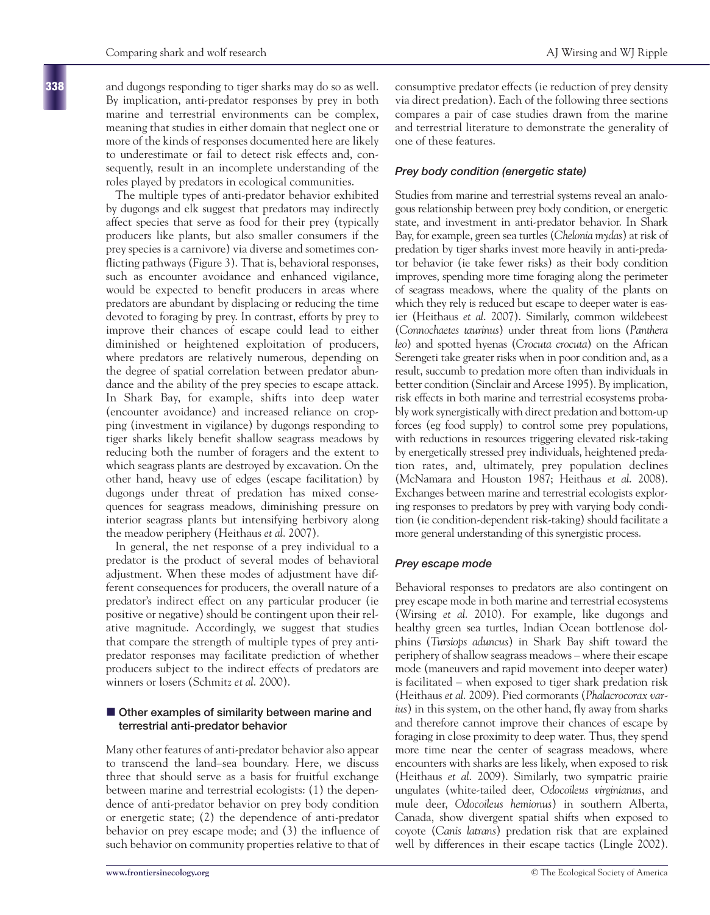and dugongs responding to tiger sharks may do so as well. By implication, anti-predator responses by prey in both marine and terrestrial environments can be complex, meaning that studies in either domain that neglect one or more of the kinds of responses documented here are likely to underestimate or fail to detect risk effects and, consequently, result in an incomplete understanding of the roles played by predators in ecological communities.

The multiple types of anti-predator behavior exhibited by dugongs and elk suggest that predators may indirectly affect species that serve as food for their prey (typically producers like plants, but also smaller consumers if the prey species is a carnivore) via diverse and sometimes conflicting pathways (Figure 3). That is, behavioral responses, such as encounter avoidance and enhanced vigilance, would be expected to benefit producers in areas where predators are abundant by displacing or reducing the time devoted to foraging by prey. In contrast, efforts by prey to improve their chances of escape could lead to either diminished or heightened exploitation of producers, where predators are relatively numerous, depending on the degree of spatial correlation between predator abundance and the ability of the prey species to escape attack. In Shark Bay, for example, shifts into deep water (encounter avoidance) and increased reliance on cropping (investment in vigilance) by dugongs responding to tiger sharks likely benefit shallow seagrass meadows by reducing both the number of foragers and the extent to which seagrass plants are destroyed by excavation. On the other hand, heavy use of edges (escape facilitation) by dugongs under threat of predation has mixed consequences for seagrass meadows, diminishing pressure on interior seagrass plants but intensifying herbivory along the meadow periphery (Heithaus *et al.* 2007).

In general, the net response of a prey individual to a predator is the product of several modes of behavioral adjustment. When these modes of adjustment have different consequences for producers, the overall nature of a predator's indirect effect on any particular producer (ie positive or negative) should be contingent upon their relative magnitude. Accordingly, we suggest that studies that compare the strength of multiple types of prey anti-predator responses may facilitate prediction of whether producers subject to the indirect effects of predators are winners or losers (Schmitz *et al.* 2000).

## Other examples of similarity between marine and terrestrial anti-predator behavior

Many other features of anti-predator behavior also appear to transcend the land–sea boundary. Here, we discuss three that should serve as a basis for fruitful exchange between marine and terrestrial ecologists: (1) the dependence of anti-predator behavior on prey body condition or energetic state; (2) the dependence of anti-predator behavior on prey escape mode; and (3) the influence of such behavior on community properties relative to that of consumptive predator effects (ie reduction of prey density via direct predation). Each of the following three sections compares a pair of case studies drawn from the marine and terrestrial literature to demonstrate the generality of one of these features.

### *Prey body condition (energetic state)*

Studies from marine and terrestrial systems reveal an analogous relationship between prey body condition, or energetic state, and investment in anti-predator behavior. In Shark Bay, for example, green sea turtles (*Chelonia mydas*) at risk of predation by tiger sharks invest more heavily in anti-predator behavior (ie take fewer risks) as their body condition improves, spending more time foraging along the perimeter of seagrass meadows, where the quality of the plants on which they rely is reduced but escape to deeper water is easier (Heithaus *et al.* 2007). Similarly, common wildebeest (*Connochaetes taurinus*) under threat from lions (*Panthera leo*) and spotted hyenas (*Crocuta crocuta*) on the African Serengeti take greater risks when in poor condition and, as a result, succumb to predation more often than individuals in better condition (Sinclair and Arcese 1995). By implication, risk effects in both marine and terrestrial ecosystems probably work synergistically with direct predation and bottom-up forces (eg food supply) to control some prey populations, with reductions in resources triggering elevated risk-taking by energetically stressed prey individuals, heightened predation rates, and, ultimately, prey population declines (McNamara and Houston 1987; Heithaus *et al.* 2008). Exchanges between marine and terrestrial ecologists exploring responses to predators by prey with varying body condition (ie condition-dependent risk-taking) should facilitate a more general understanding of this synergistic process.

### *Prey escape mode*

Behavioral responses to predators are also contingent on prey escape mode in both marine and terrestrial ecosystems (Wirsing *et al.* 2010). For example, like dugongs and healthy green sea turtles, Indian Ocean bottlenose dolphins (*Tursiops aduncus*) in Shark Bay shift toward the periphery of shallow seagrass meadows – where their escape mode (maneuvers and rapid movement into deeper water) is facilitated – when exposed to tiger shark predation risk (Heithaus *et al.* 2009). Pied cormorants (*Phalacrocorax varius*) in this system, on the other hand, fly away from sharks and therefore cannot improve their chances of escape by foraging in close proximity to deep water. Thus, they spend more time near the center of seagrass meadows, where encounters with sharks are less likely, when exposed to risk (Heithaus *et al.* 2009). Similarly, two sympatric prairie ungulates (white-tailed deer, *Odocoileus virginianus*, and mule deer, *Odocoileus hemionus*) in southern Alberta, Canada, show divergent spatial shifts when exposed to coyote (*Canis latrans*) predation risk that are explained well by differences in their escape tactics (Lingle 2002).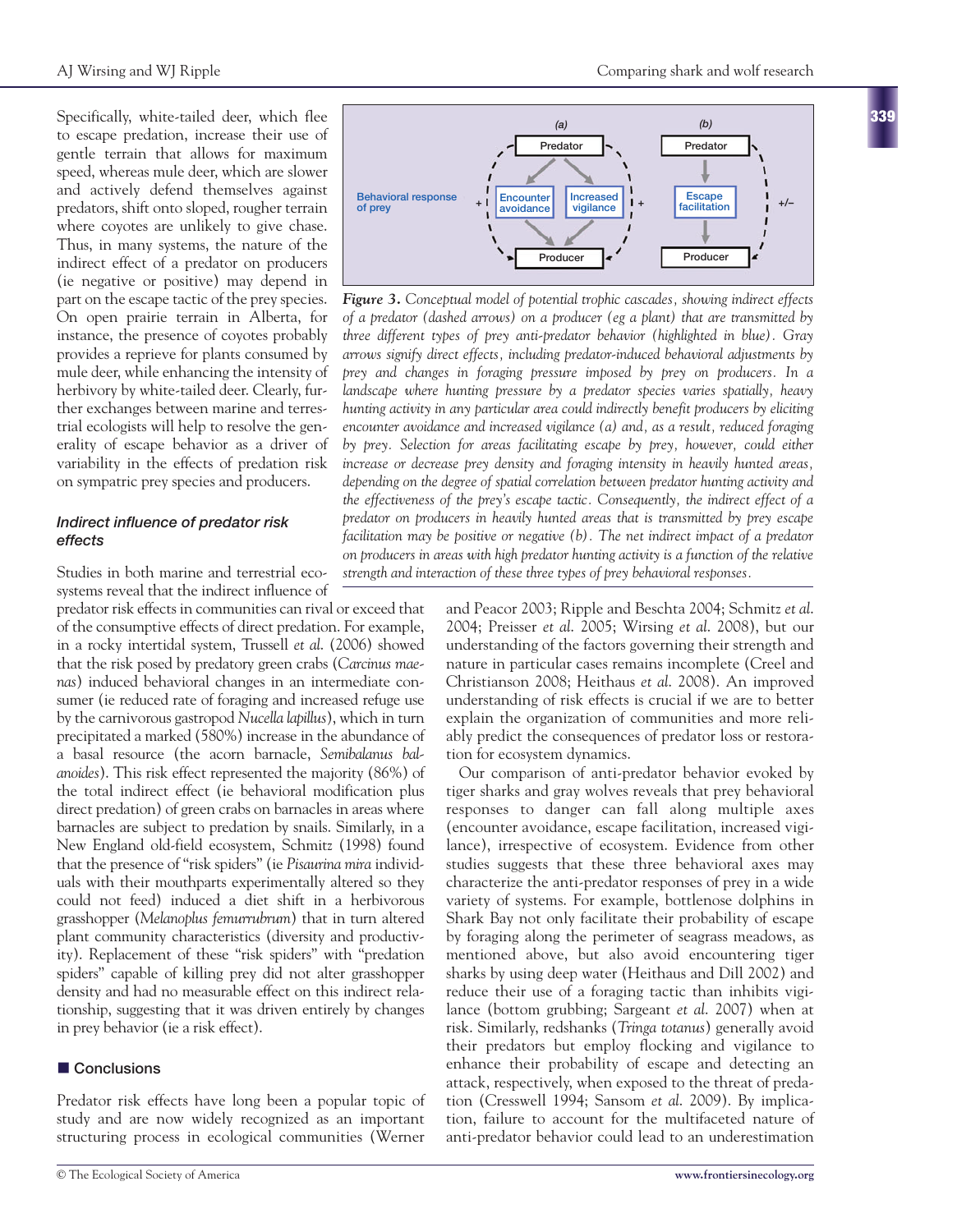Specifically, white-tailed deer, which flee to escape predation, increase their use of gentle terrain that allows for maximum speed, whereas mule deer, which are slower and actively defend themselves against predators, shift onto sloped, rougher terrain where coyotes are unlikely to give chase. Thus, in many systems, the nature of the indirect effect of a predator on producers (ie negative or positive) may depend in part on the escape tactic of the prey species. On open prairie terrain in Alberta, for instance, the presence of coyotes probably provides a reprieve for plants consumed by mule deer, while enhancing the intensity of herbivory by white-tailed deer. Clearly, further exchanges between marine and terrestrial ecologists will help to resolve the generality of escape behavior as a driver of variability in the effects of predation risk on sympatric prey species and producers.

(a)
Predator
Behavioral response of prey
+
Encounter avoidance
Increased vigilance
+
Producer

(b)
Predator
Escape facilitation
+/–
Producer

***Figure 3.*** *Conceptual model of potential trophic cascades, showing indirect effects of a predator (dashed arrows) on a producer (eg a plant) that are transmitted by three different types of prey anti-predator behavior (highlighted in blue). Gray arrows signify direct effects, including predator-induced behavioral adjustments by prey and changes in foraging pressure imposed by prey on producers. In a landscape where hunting pressure by a predator species varies spatially, heavy hunting activity in any particular area could indirectly benefit producers by eliciting encounter avoidance and increased vigilance (a) and, as a result, reduced foraging by prey. Selection for areas facilitating escape by prey, however, could either increase or decrease prey density and foraging intensity in heavily hunted areas, depending on the degree of spatial correlation between predator hunting activity and the effectiveness of the prey's escape tactic. Consequently, the indirect effect of a predator on producers in heavily hunted areas that is transmitted by prey escape facilitation may be positive or negative (b). The net indirect impact of a predator on producers in areas with high predator hunting activity is a function of the relative strength and interaction of these three types of prey behavioral responses.*

### *Indirect influence of predator risk effects*

Studies in both marine and terrestrial ecosystems reveal that the indirect influence of predator risk effects in communities can rival or exceed that of the consumptive effects of direct predation. For example, in a rocky intertidal system, Trussell *et al.* (2006) showed that the risk posed by predatory green crabs (*Carcinus maenas*) induced behavioral changes in an intermediate consumer (ie reduced rate of foraging and increased refuge use by the carnivorous gastropod *Nucella lapillus*), which in turn precipitated a marked (580%) increase in the abundance of a basal resource (the acorn barnacle, *Semibalanus balanoides*). This risk effect represented the majority (86%) of the total indirect effect (ie behavioral modification plus direct predation) of green crabs on barnacles in areas where barnacles are subject to predation by snails. Similarly, in a New England old-field ecosystem, Schmitz (1998) found that the presence of "risk spiders" (ie *Pisaurina mira* individuals with their mouthparts experimentally altered so they could not feed) induced a diet shift in a herbivorous grasshopper (*Melanoplus femurrubrum*) that in turn altered plant community characteristics (diversity and productivity). Replacement of these "risk spiders" with "predation spiders" capable of killing prey did not alter grasshopper density and had no measurable effect on this indirect relationship, suggesting that it was driven entirely by changes in prey behavior (ie a risk effect).

## Conclusions

Predator risk effects have long been a popular topic of study and are now widely recognized as an important structuring process in ecological communities (Werner and Peacor 2003; Ripple and Beschta 2004; Schmitz *et al.* 2004; Preisser *et al.* 2005; Wirsing *et al.* 2008), but our understanding of the factors governing their strength and nature in particular cases remains incomplete (Creel and Christianson 2008; Heithaus *et al.* 2008). An improved understanding of risk effects is crucial if we are to better explain the organization of communities and more reliably predict the consequences of predator loss or restoration for ecosystem dynamics.

Our comparison of anti-predator behavior evoked by tiger sharks and gray wolves reveals that prey behavioral responses to danger can fall along multiple axes (encounter avoidance, escape facilitation, increased vigilance), irrespective of ecosystem. Evidence from other studies suggests that these three behavioral axes may characterize the anti-predator responses of prey in a wide variety of systems. For example, bottlenose dolphins in Shark Bay not only facilitate their probability of escape by foraging along the perimeter of seagrass meadows, as mentioned above, but also avoid encountering tiger sharks by using deep water (Heithaus and Dill 2002) and reduce their use of a foraging tactic than inhibits vigilance (bottom grubbing; Sargeant *et al.* 2007) when at risk. Similarly, redshanks (*Tringa totanus*) generally avoid their predators but employ flocking and vigilance to enhance their probability of escape and detecting an attack, respectively, when exposed to the threat of predation (Cresswell 1994; Sansom *et al.* 2009). By implication, failure to account for the multifaceted nature of anti-predator behavior could lead to an underestimation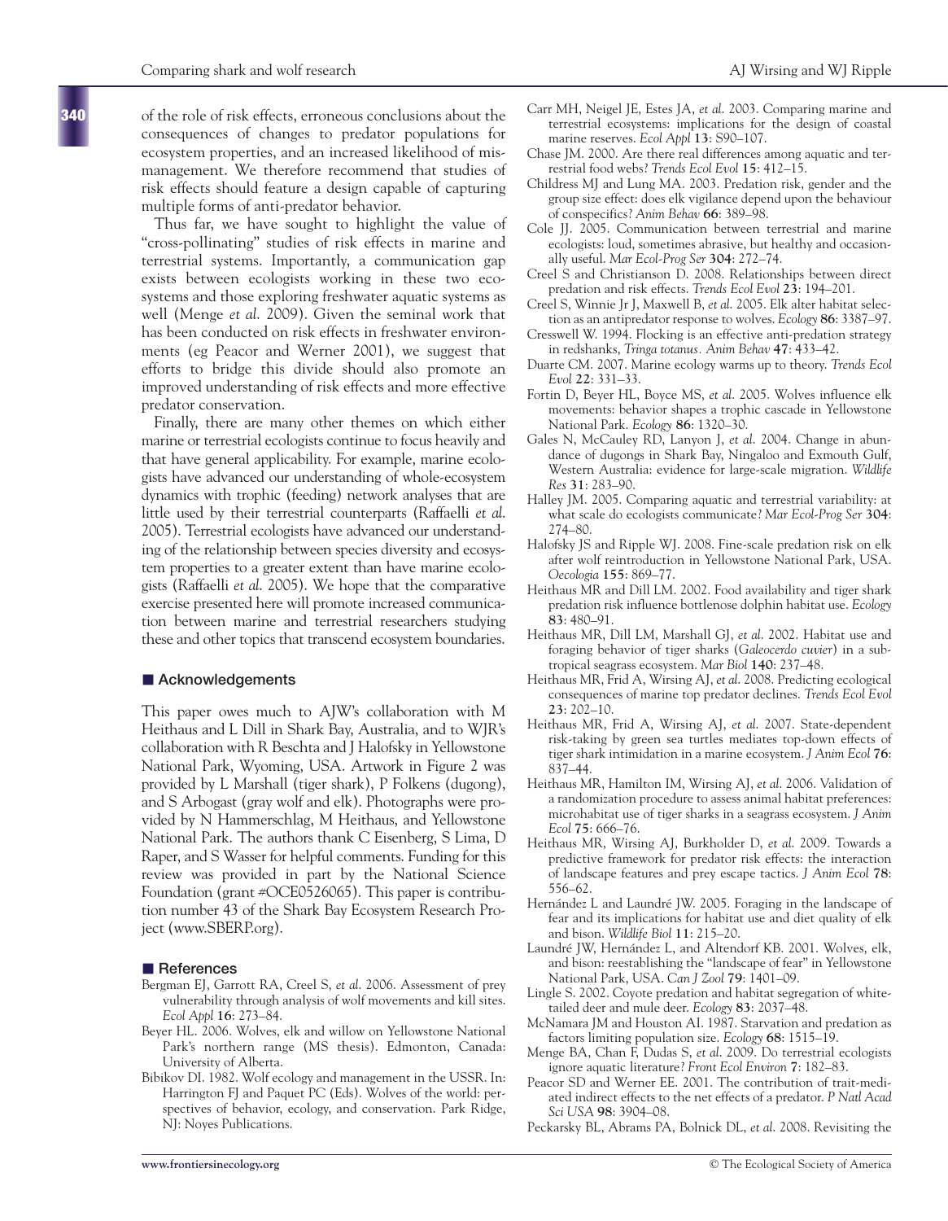of the role of risk effects, erroneous conclusions about the consequences of changes to predator populations for ecosystem properties, and an increased likelihood of mismanagement. We therefore recommend that studies of risk effects should feature a design capable of capturing multiple forms of anti-predator behavior.

Thus far, we have sought to highlight the value of "cross-pollinating" studies of risk effects in marine and terrestrial systems. Importantly, a communication gap exists between ecologists working in these two ecosystems and those exploring freshwater aquatic systems as well (Menge *et al.* 2009). Given the seminal work that has been conducted on risk effects in freshwater environments (eg Peacor and Werner 2001), we suggest that efforts to bridge this divide should also promote an improved understanding of risk effects and more effective predator conservation.

Finally, there are many other themes on which either marine or terrestrial ecologists continue to focus heavily and that have general applicability. For example, marine ecologists have advanced our understanding of whole-ecosystem dynamics with trophic (feeding) network analyses that are little used by their terrestrial counterparts (Raffaelli *et al.* 2005). Terrestrial ecologists have advanced our understanding of the relationship between species diversity and ecosystem properties to a greater extent than have marine ecologists (Raffaelli *et al.* 2005). We hope that the comparative exercise presented here will promote increased communication between marine and terrestrial researchers studying these and other topics that transcend ecosystem boundaries.

## Acknowledgements

This paper owes much to AJW's collaboration with M Heithaus and L Dill in Shark Bay, Australia, and to WJR's collaboration with R Beschta and J Halofsky in Yellowstone National Park, Wyoming, USA. Artwork in Figure 2 was provided by L Marshall (tiger shark), P Folkens (dugong), and S Arbogast (gray wolf and elk). Photographs were provided by N Hammerschlag, M Heithaus, and Yellowstone National Park. The authors thank C Eisenberg, S Lima, D Raper, and S Wasser for helpful comments. Funding for this review was provided in part by the National Science Foundation (grant #OCE0526065). This paper is contribution number 43 of the Shark Bay Ecosystem Research Project (www.SBERP.org).

## References

Bergman EJ, Garrott RA, Creel S, *et al.* 2006. Assessment of prey vulnerability through analysis of wolf movements and kill sites. *Ecol Appl* **16**: 273–84.

Beyer HL. 2006. Wolves, elk and willow on Yellowstone National Park's northern range (MS thesis). Edmonton, Canada: University of Alberta.

Bibikov DI. 1982. Wolf ecology and management in the USSR. In: Harrington FJ and Paquet PC (Eds). Wolves of the world: perspectives of behavior, ecology, and conservation. Park Ridge, NJ: Noyes Publications.

Carr MH, Neigel JE, Estes JA, *et al.* 2003. Comparing marine and terrestrial ecosystems: implications for the design of coastal marine reserves. *Ecol Appl* **13**: S90–107.

Chase JM. 2000. Are there real differences among aquatic and terrestrial food webs? *Trends Ecol Evol* **15**: 412–15.

Childress MJ and Lung MA. 2003. Predation risk, gender and the group size effect: does elk vigilance depend upon the behaviour of conspecifics? *Anim Behav* **66**: 389–98.

Cole JJ. 2005. Communication between terrestrial and marine ecologists: loud, sometimes abrasive, but healthy and occasionally useful. *Mar Ecol-Prog Ser* **304**: 272–74.

Creel S and Christianson D. 2008. Relationships between direct predation and risk effects. *Trends Ecol Evol* **23**: 194–201.

Creel S, Winnie Jr J, Maxwell B, *et al.* 2005. Elk alter habitat selection as an antipredator response to wolves. *Ecology* **86**: 3387–97.

Cresswell W. 1994. Flocking is an effective anti-predation strategy in redshanks, *Tringa totanus*. *Anim Behav* **47**: 433–42.

Duarte CM. 2007. Marine ecology warms up to theory. *Trends Ecol Evol* **22**: 331–33.

Fortin D, Beyer HL, Boyce MS, *et al.* 2005. Wolves influence elk movements: behavior shapes a trophic cascade in Yellowstone National Park. *Ecology* **86**: 1320–30.

Gales N, McCauley RD, Lanyon J, *et al.* 2004. Change in abundance of dugongs in Shark Bay, Ningaloo and Exmouth Gulf, Western Australia: evidence for large-scale migration. *Wildlife Res* **31**: 283–90.

Halley JM. 2005. Comparing aquatic and terrestrial variability: at what scale do ecologists communicate? *Mar Ecol-Prog Ser* **304**: 274–80.

Halofsky JS and Ripple WJ. 2008. Fine-scale predation risk on elk after wolf reintroduction in Yellowstone National Park, USA. *Oecologia* **155**: 869–77.

Heithaus MR and Dill LM. 2002. Food availability and tiger shark predation risk influence bottlenose dolphin habitat use. *Ecology* **83**: 480–91.

Heithaus MR, Dill LM, Marshall GJ, *et al.* 2002. Habitat use and foraging behavior of tiger sharks (*Galeocerdo cuvier*) in a subtropical seagrass ecosystem. *Mar Biol* **140**: 237–48.

Heithaus MR, Frid A, Wirsing AJ, *et al.* 2008. Predicting ecological consequences of marine top predator declines. *Trends Ecol Evol* **23**: 202–10.

Heithaus MR, Frid A, Wirsing AJ, *et al.* 2007. State-dependent risk-taking by green sea turtles mediates top-down effects of tiger shark intimidation in a marine ecosystem. *J Anim Ecol* **76**: 837–44.

Heithaus MR, Hamilton IM, Wirsing AJ, *et al.* 2006. Validation of a randomization procedure to assess animal habitat preferences: microhabitat use of tiger sharks in a seagrass ecosystem. *J Anim Ecol* **75**: 666–76.

Heithaus MR, Wirsing AJ, Burkholder D, *et al.* 2009. Towards a predictive framework for predator risk effects: the interaction of landscape features and prey escape tactics. *J Anim Ecol* **78**: 556–62.

Hernández L and Laundré JW. 2005. Foraging in the landscape of fear and its implications for habitat use and diet quality of elk and bison. *Wildlife Biol* **11**: 215–20.

Laundré JW, Hernández L, and Altendorf KB. 2001. Wolves, elk, and bison: reestablishing the "landscape of fear" in Yellowstone National Park, USA. *Can J Zool* **79**: 1401–09.

Lingle S. 2002. Coyote predation and habitat segregation of white-tailed deer and mule deer. *Ecology* **83**: 2037–48.

McNamara JM and Houston AI. 1987. Starvation and predation as factors limiting population size. *Ecology* **68**: 1515–19.

Menge BA, Chan F, Dudas S, *et al.* 2009. Do terrestrial ecologists ignore aquatic literature? *Front Ecol Environ* **7**: 182–83.

Peacor SD and Werner EE. 2001. The contribution of trait-mediated indirect effects to the net effects of a predator. *P Natl Acad Sci USA* **98**: 3904–08.

Peckarsky BL, Abrams PA, Bolnick DL, *et al.* 2008. Revisiting the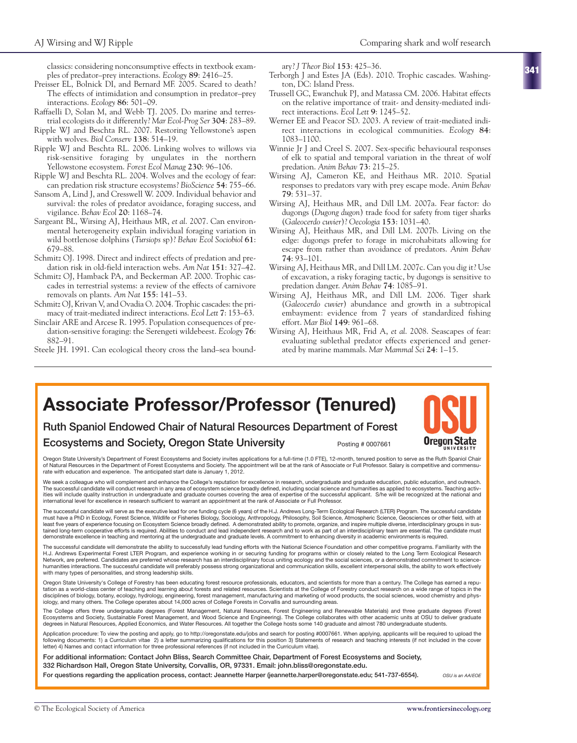classics: considering nonconsumptive effects in textbook examples of predator–prey interactions. *Ecology* **89**: 2416–25.

Preisser EL, Bolnick DI, and Bernard MF. 2005. Scared to death? The effects of intimidation and consumption in predator–prey interactions. *Ecology* **86**: 501–09.

Raffaelli D, Solan M, and Webb TJ. 2005. Do marine and terrestrial ecologists do it differently? *Mar Ecol-Prog Ser* **304**: 283–89.

Ripple WJ and Beschta RL. 2007. Restoring Yellowstone's aspen with wolves. *Biol Conserv* **138**: 514–19.

Ripple WJ and Beschta RL. 2006. Linking wolves to willows via risk-sensitive foraging by ungulates in the northern Yellowstone ecosystem. *Forest Ecol Manag* **230**: 96–106.

Ripple WJ and Beschta RL. 2004. Wolves and the ecology of fear: can predation risk structure ecosystems? *BioScience* **54**: 755–66.

Sansom A, Lind J, and Cresswell W. 2009. Individual behavior and survival: the roles of predator avoidance, foraging success, and vigilance. *Behav Ecol* **20**: 1168–74.

Sargeant BL, Wirsing AJ, Heithaus MR, *et al.* 2007. Can environmental heterogeneity explain individual foraging variation in wild bottlenose dolphins (*Tursiops* sp)? *Behav Ecol Sociobiol* **61**: 679–88.

Schmitz OJ. 1998. Direct and indirect effects of predation and predation risk in old-field interaction webs. *Am Nat* **151**: 327–42.

Schmitz OJ, Hamback PA, and Beckerman AP. 2000. Trophic cascades in terrestrial systems: a review of the effects of carnivore removals on plants. *Am Nat* **155**: 141–53.

Schmitz OJ, Krivan V, and Ovadia O. 2004. Trophic cascades: the primacy of trait-mediated indirect interactions. *Ecol Lett* **7**: 153–63.

Sinclair ARE and Arcese R. 1995. Population consequences of predation-sensitive foraging: the Serengeti wildebeest. *Ecology* **76**: 882–91.

Steele JH. 1991. Can ecological theory cross the land–sea boundary? *J Theor Biol* **153**: 425–36.

Terborgh J and Estes JA (Eds). 2010. Trophic cascades. Washington, DC: Island Press.

Trussell GC, Ewanchuk PJ, and Matassa CM. 2006. Habitat effects on the relative importance of trait- and density-mediated indirect interactions. *Ecol Lett* **9**: 1245–52.

Werner EE and Peacor SD. 2003. A review of trait-mediated indirect interactions in ecological communities. *Ecology* **84**: 1083–1100.

Winnie Jr J and Creel S. 2007. Sex-specific behavioural responses of elk to spatial and temporal variation in the threat of wolf predation. *Anim Behav* **73**: 215–25.

Wirsing AJ, Cameron KE, and Heithaus MR. 2010. Spatial responses to predators vary with prey escape mode. *Anim Behav* **79**: 531–37.

Wirsing AJ, Heithaus MR, and Dill LM. 2007a. Fear factor: do dugongs (*Dugong dugon*) trade food for safety from tiger sharks (*Galeocerdo cuvier*)? *Oecologia* **153**: 1031–40.

Wirsing AJ, Heithaus MR, and Dill LM. 2007b. Living on the edge: dugongs prefer to forage in microhabitats allowing for escape from rather than avoidance of predators. *Anim Behav* **74**: 93–101.

Wirsing AJ, Heithaus MR, and Dill LM. 2007c. Can you dig it? Use of excavation, a risky foraging tactic, by dugongs is sensitive to predation danger. *Anim Behav* **74**: 1085–91.

Wirsing AJ, Heithaus MR, and Dill LM. 2006. Tiger shark (*Galeocerdo cuvier*) abundance and growth in a subtropical embayment: evidence from 7 years of standardized fishing effort. *Mar Biol* **149**: 961–68.

Wirsing AJ, Heithaus MR, Frid A, *et al.* 2008. Seascapes of fear: evaluating sublethal predator effects experienced and generated by marine mammals. *Mar Mammal Sci* **24**: 1–15.

# Associate Professor/Professor (Tenured)

## Ruth Spaniol Endowed Chair of Natural Resources Department of Forest Ecosystems and Society, Oregon State University

Posting # 0007661

OSU Oregon State UNIVERSITY

Oregon State University's Department of Forest Ecosystems and Society invites applications for a full-time (1.0 FTE), 12-month, tenured position to serve as the Ruth Spaniol Chair of Natural Resources in the Department of Forest Ecosystems and Society. The appointment will be at the rank of Associate or Full Professor. Salary is competitive and commensurate with education and experience. The anticipated start date is January 1, 2012.

We seek a colleague who will complement and enhance the College's reputation for excellence in research, undergraduate and graduate education, public education, and outreach. The successful candidate will conduct research in any area of ecosystem science broadly defined, including social science and humanities as applied to ecosystems. Teaching activities will include quality instruction in undergraduate and graduate courses covering the area of expertise of the successful applicant. S/he will be recognized at the national and international level for excellence in research sufficient to warrant an appointment at the rank of Associate or Full Professor.

The successful candidate will serve as the executive lead for one funding cycle (6 years) of the H.J. Andrews Long-Term Ecological Research (LTER) Program. The successful candidate must have a PhD in Ecology, Forest Science, Wildlife or Fisheries Biology, Sociology, Anthropology, Philosophy, Soil Science, Atmospheric Science, Geosciences or other field, with at least five years of experience focusing on Ecosystem Science broadly defined. A demonstrated ability to promote, organize, and inspire multiple diverse, interdisciplinary groups in sustained long-term cooperative efforts is required. Abilities to conduct and lead independent research and to work as part of an interdisciplinary team are essential. The candidate must demonstrate excellence in teaching and mentoring at the undergraduate and graduate levels. A commitment to enhancing diversity in academic environments is required.

The successful candidate will demonstrate the ability to successfully lead funding efforts with the National Science Foundation and other competitive programs. Familiarity with the H.J. Andrews Experimental Forest LTER Program, and experience working in or securing funding for programs within or closely related to the Long Term Ecological Research Network, are preferred. Candidates are preferred whose research has an interdisciplinary focus uniting ecology and the social sciences, or a demonstrated commitment to science-humanities interactions. The successful candidate will preferably possess strong organizational and communication skills, excellent interpersonal skills, the ability to work effectively with many types of personalities, and strong leadership skills.

Oregon State University's College of Forestry has been educating forest resource professionals, educators, and scientists for more than a century. The College has earned a reputation as a world-class center of teaching and learning about forests and related resources. Scientists at the College of Forestry conduct research on a wide range of topics in the disciplines of biology, botany, ecology, hydrology, engineering, forest management, manufacturing and marketing of wood products, the social sciences, wood chemistry and physiology, and many others. The College operates about 14,000 acres of College Forests in Corvallis and surrounding areas.

The College offers three undergraduate degrees (Forest Management, Natural Resources, Forest Engineering and Renewable Materials) and three graduate degrees (Forest Ecosystems and Society, Sustainable Forest Management, and Wood Science and Engineering). The College collaborates with other academic units at OSU to deliver graduate degrees in Natural Resources, Applied Economics, and Water Resources. All together the College hosts some 140 graduate and almost 780 undergraduate students.

Application procedure: To view the posting and apply, go to http://oregonstate.edu/jobs and search for posting #0007661. When applying, applicants will be required to upload the following documents: 1) a Curriculum vitae 2) a letter summarizing qualifications for this position 3) Statements of research and teaching interests (if not included in the cover letter) 4) Names and contact information for three professional references (if not included in the Curriculum vitae).

**For additional information: Contact John Bliss, Search Committee Chair, Department of Forest Ecosystems and Society, 332 Richardson Hall, Oregon State University, Corvallis, OR, 97331. Email: john.bliss@oregonstate.edu.**

**For questions regarding the application process, contact: Jeannette Harper (jeannette.harper@oregonstate.edu; 541-737-6554).**

*OSU is an AA/EOE*